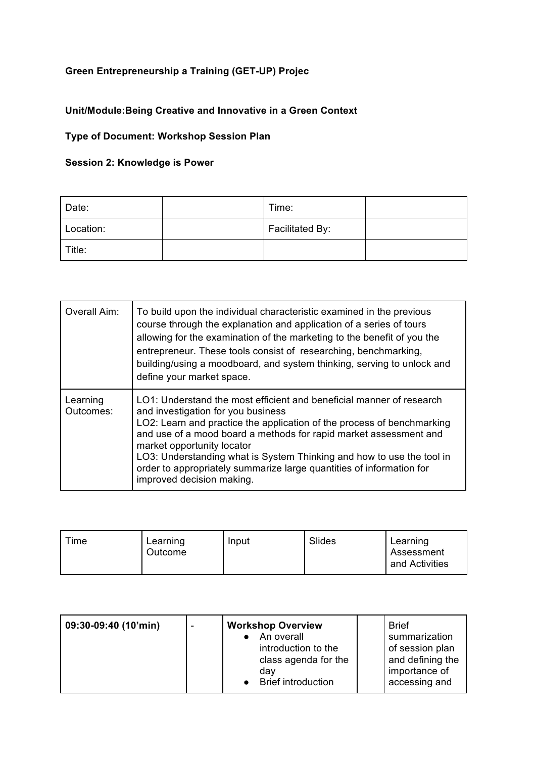**Green Entrepreneurship a Training (GET-UP) Projec**

**Unit/Module:Being Creative and Innovative in a Green Context**

**Type of Document: Workshop Session Plan**

**Session 2: Knowledge is Power**

| Date: | | Time: | |
|---|---|---|---|
| Location: | | Facilitated By: | |
| Title: | | | |

| Overall Aim: | To build upon the individual characteristic examined in the previous course through the explanation and application of a series of tours allowing for the examination of the marketing to the benefit of you the entrepreneur. These tools consist of researching, benchmarking, building/using a moodboard, and system thinking, serving to unlock and define your market space. |
|---|---|
| Learning Outcomes: | LO1: Understand the most efficient and beneficial manner of research and investigation for you business<br>LO2: Learn and practice the application of the process of benchmarking and use of a mood board a methods for rapid market assessment and market opportunity locator<br>LO3: Understanding what is System Thinking and how to use the tool in order to appropriately summarize large quantities of information for improved decision making. |

| Time | Learning Outcome | Input | Slides | Learning Assessment and Activities |
|---|---|---|---|---|
| **09:30-09:40 (10'min)** | - | **Workshop Overview**<br>● An overall introduction to the class agenda for the day<br>● Brief introduction | | Brief summarization of session plan and defining the importance of accessing and |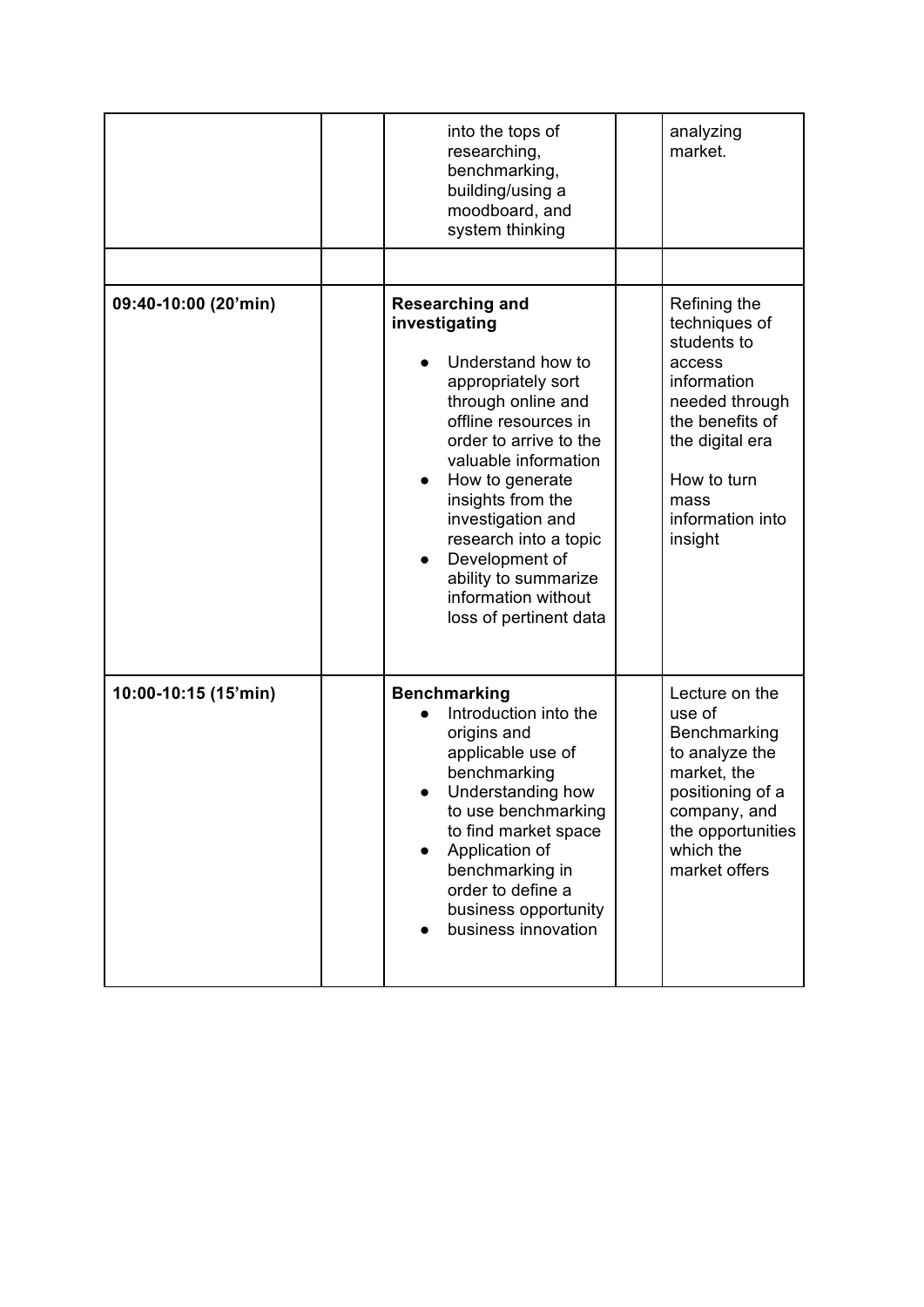| | | | | |
|---|---|---|---|---|
| | | into the tops of researching, benchmarking, building/using a moodboard, and system thinking | | analyzing market. |
| | | | | |
| **09:40-10:00 (20'min)** | | **Researching and investigating**<br><br>● Understand how to appropriately sort through online and offline resources in order to arrive to the valuable information<br>● How to generate insights from the investigation and research into a topic<br>● Development of ability to summarize information without loss of pertinent data | | Refining the techniques of students to access information needed through the benefits of the digital era<br><br>How to turn mass information into insight |
| **10:00-10:15 (15'min)** | | **Benchmarking**<br>● Introduction into the origins and applicable use of benchmarking<br>● Understanding how to use benchmarking to find market space<br>● Application of benchmarking in order to define a business opportunity<br>● business innovation | | Lecture on the use of Benchmarking to analyze the market, the positioning of a company, and the opportunities which the market offers |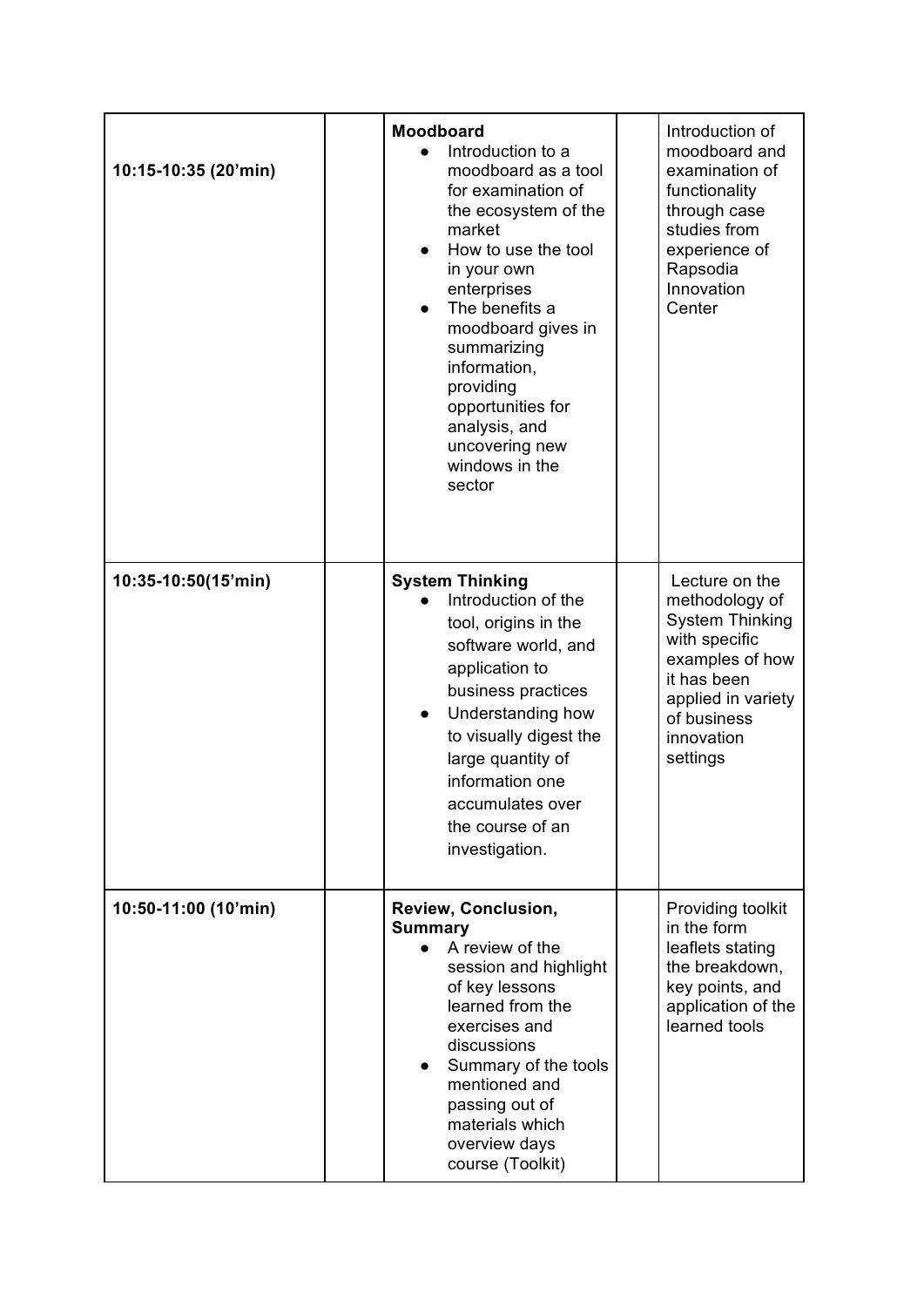| | | | | |
|---|---|---|---|---|
| 10:15-10:35 (20'min) | | **Moodboard**<br>● Introduction to a moodboard as a tool for examination of the ecosystem of the market<br>● How to use the tool in your own enterprises<br>● The benefits a moodboard gives in summarizing information, providing opportunities for analysis, and uncovering new windows in the sector | | Introduction of moodboard and examination of functionality through case studies from experience of Rapsodia Innovation Center |
| 10:35-10:50(15'min) | | **System Thinking**<br>● Introduction of the tool, origins in the software world, and application to business practices<br>● Understanding how to visually digest the large quantity of information one accumulates over the course of an investigation. | | Lecture on the methodology of System Thinking with specific examples of how it has been applied in variety of business innovation settings |
| 10:50-11:00 (10'min) | | **Review, Conclusion, Summary**<br>● A review of the session and highlight of key lessons learned from the exercises and discussions<br>● Summary of the tools mentioned and passing out of materials which overview days course (Toolkit) | | Providing toolkit in the form leaflets stating the breakdown, key points, and application of the learned tools |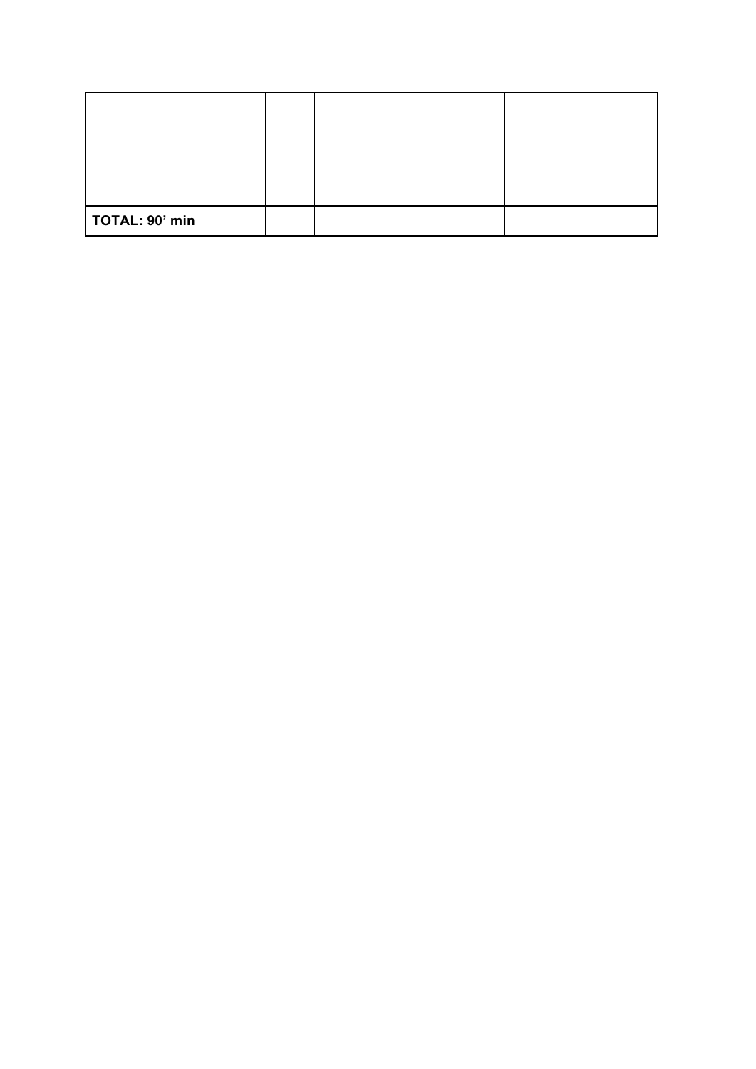| | | | | |
|---|---|---|---|---|
| | | | | |
| **TOTAL: 90' min** | | | | |